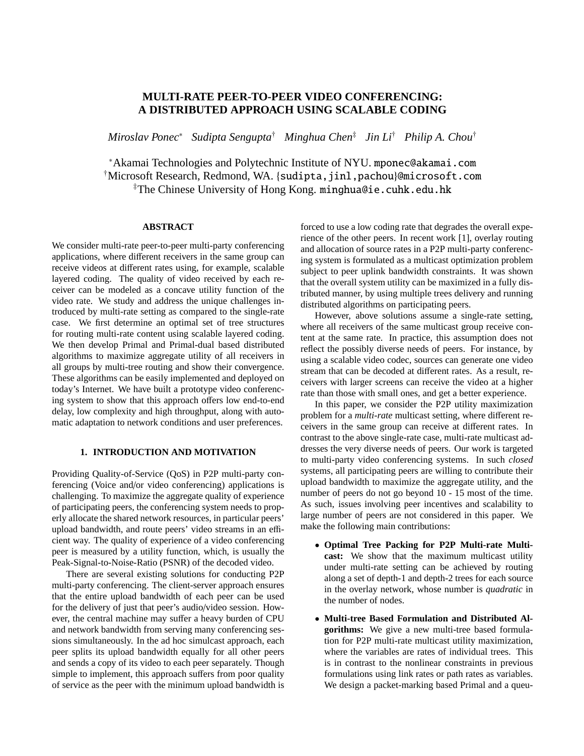# MULTI-RATE PEER-TO-PEER VIDEO CONFERENCING: A DISTRIBUTED APPROACH USING SCALABLE CODING

*Miroslav Ponec*[*] *Sudipta Sengupta*[†] *Minghua Chen*[‡] *Jin Li*[†] *Philip A. Chou*[†]

[*]Akamai Technologies and Polytechnic Institute of NYU. mponec@akamai.com
[†]Microsoft Research, Redmond, WA. {sudipta,jinl,pachou}@microsoft.com
[‡]The Chinese University of Hong Kong. minghua@ie.cuhk.edu.hk

### ABSTRACT

We consider multi-rate peer-to-peer multi-party conferencing applications, where different receivers in the same group can receive videos at different rates using, for example, scalable layered coding. The quality of video received by each receiver can be modeled as a concave utility function of the video rate. We study and address the unique challenges introduced by multi-rate setting as compared to the single-rate case. We first determine an optimal set of tree structures for routing multi-rate content using scalable layered coding. We then develop Primal and Primal-dual based distributed algorithms to maximize aggregate utility of all receivers in all groups by multi-tree routing and show their convergence. These algorithms can be easily implemented and deployed on today's Internet. We have built a prototype video conferencing system to show that this approach offers low end-to-end delay, low complexity and high throughput, along with automatic adaptation to network conditions and user preferences.

## 1. INTRODUCTION AND MOTIVATION

Providing Quality-of-Service (QoS) in P2P multi-party conferencing (Voice and/or video conferencing) applications is challenging. To maximize the aggregate quality of experience of participating peers, the conferencing system needs to properly allocate the shared network resources, in particular peers' upload bandwidth, and route peers' video streams in an efficient way. The quality of experience of a video conferencing peer is measured by a utility function, which, is usually the Peak-Signal-to-Noise-Ratio (PSNR) of the decoded video.

There are several existing solutions for conducting P2P multi-party conferencing. The client-server approach ensures that the entire upload bandwidth of each peer can be used for the delivery of just that peer's audio/video session. However, the central machine may suffer a heavy burden of CPU and network bandwidth from serving many conferencing sessions simultaneously. In the ad hoc simulcast approach, each peer splits its upload bandwidth equally for all other peers and sends a copy of its video to each peer separately. Though simple to implement, this approach suffers from poor quality of service as the peer with the minimum upload bandwidth is forced to use a low coding rate that degrades the overall experience of the other peers. In recent work [1], overlay routing and allocation of source rates in a P2P multi-party conferencing system is formulated as a multicast optimization problem subject to peer uplink bandwidth constraints. It was shown that the overall system utility can be maximized in a fully distributed manner, by using multiple trees delivery and running distributed algorithms on participating peers.

However, above solutions assume a single-rate setting, where all receivers of the same multicast group receive content at the same rate. In practice, this assumption does not reflect the possibly diverse needs of peers. For instance, by using a scalable video codec, sources can generate one video stream that can be decoded at different rates. As a result, receivers with larger screens can receive the video at a higher rate than those with small ones, and get a better experience.

In this paper, we consider the P2P utility maximization problem for a *multi-rate* multicast setting, where different receivers in the same group can receive at different rates. In contrast to the above single-rate case, multi-rate multicast addresses the very diverse needs of peers. Our work is targeted to multi-party video conferencing systems. In such *closed* systems, all participating peers are willing to contribute their upload bandwidth to maximize the aggregate utility, and the number of peers do not go beyond 10 - 15 most of the time. As such, issues involving peer incentives and scalability to large number of peers are not considered in this paper. We make the following main contributions:

- **Optimal Tree Packing for P2P Multi-rate Multicast:** We show that the maximum multicast utility under multi-rate setting can be achieved by routing along a set of depth-1 and depth-2 trees for each source in the overlay network, whose number is *quadratic* in the number of nodes.
- **Multi-tree Based Formulation and Distributed Algorithms:** We give a new multi-tree based formulation for P2P multi-rate multicast utility maximization, where the variables are rates of individual trees. This is in contrast to the nonlinear constraints in previous formulations using link rates or path rates as variables. We design a packet-marking based Primal and a queu-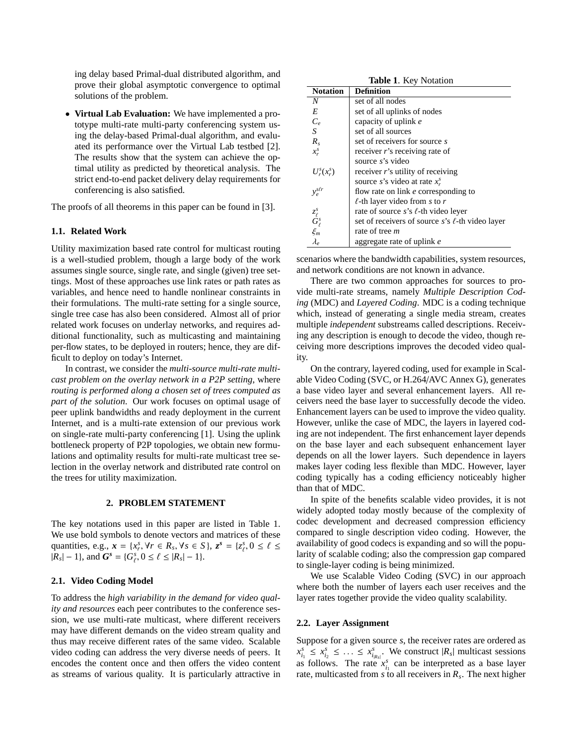ing delay based Primal-dual distributed algorithm, and prove their global asymptotic convergence to optimal solutions of the problem.

- **Virtual Lab Evaluation:** We have implemented a prototype multi-rate multi-party conferencing system using the delay-based Primal-dual algorithm, and evaluated its performance over the Virtual Lab testbed [2]. The results show that the system can achieve the optimal utility as predicted by theoretical analysis. The strict end-to-end packet delivery delay requirements for conferencing is also satisfied.

The proofs of all theorems in this paper can be found in [3].

### 1.1. Related Work

Utility maximization based rate control for multicast routing is a well-studied problem, though a large body of the work assumes single source, single rate, and single (given) tree settings. Most of these approaches use link rates or path rates as variables, and hence need to handle nonlinear constraints in their formulations. The multi-rate setting for a single source, single tree case has also been considered. Almost all of prior related work focuses on underlay networks, and requires additional functionality, such as multicasting and maintaining per-flow states, to be deployed in routers; hence, they are difficult to deploy on today's Internet.

In contrast, we consider the *multi-source multi-rate multicast problem on the overlay network in a P2P setting*, where *routing is performed along a chosen set of trees computed as part of the solution*. Our work focuses on optimal usage of peer uplink bandwidths and ready deployment in the current Internet, and is a multi-rate extension of our previous work on single-rate multi-party conferencing [1]. Using the uplink bottleneck property of P2P topologies, we obtain new formulations and optimality results for multi-rate multicast tree selection in the overlay network and distributed rate control on the trees for utility maximization.

## 2. PROBLEM STATEMENT

The key notations used in this paper are listed in Table 1. We use bold symbols to denote vectors and matrices of these quantities, e.g., $\boldsymbol{x} = \{x_r^s, \forall r \in R_s, \forall s \in S\}$, $\boldsymbol{z^s} = \{z_\ell^s, 0 \le \ell \le |R_s| - 1\}$, and $\boldsymbol{G^s} = \{G_\ell^s, 0 \le \ell \le |R_s| - 1\}$.

**Table 1**. Key Notation

| Notation | Definition |
|---|---|
| $N$ | set of all nodes |
| $E$ | set of all uplinks of nodes |
| $C_e$ | capacity of uplink $e$ |
| $S$ | set of all sources |
| $R_s$ | set of receivers for source $s$ |
| $x_r^s$ | receiver $r$'s receiving rate of source $s$'s video |
| $U_r^s(x_r^s)$ | receiver $r$'s utility of receiving source $s$'s video at rate $x_r^s$ |
| $y_e^{s\ell r}$ | flow rate on link $e$ corresponding to $\ell$-th layer video from $s$ to $r$ |
| $z_\ell^s$ | rate of source $s$'s $\ell$-th video leyer |
| $G_\ell^s$ | set of receivers of source $s$'s $\ell$-th video layer |
| $\xi_m$ | rate of tree $m$ |
| $\lambda_e$ | aggregate rate of uplink $e$ |

### 2.1. Video Coding Model

To address the *high variability in the demand for video quality and resources* each peer contributes to the conference session, we use multi-rate multicast, where different receivers may have different demands on the video stream quality and thus may receive different rates of the same video. Scalable video coding can address the very diverse needs of peers. It encodes the content once and then offers the video content as streams of various quality. It is particularly attractive in scenarios where the bandwidth capabilities, system resources, and network conditions are not known in advance.

There are two common approaches for sources to provide multi-rate streams, namely *Multiple Description Coding* (MDC) and *Layered Coding*. MDC is a coding technique which, instead of generating a single media stream, creates multiple *independent* substreams called descriptions. Receiving any description is enough to decode the video, though receiving more descriptions improves the decoded video quality.

On the contrary, layered coding, used for example in Scalable Video Coding (SVC, or H.264/AVC Annex G), generates a base video layer and several enhancement layers. All receivers need the base layer to successfully decode the video. Enhancement layers can be used to improve the video quality. However, unlike the case of MDC, the layers in layered coding are not independent. The first enhancement layer depends on the base layer and each subsequent enhancement layer depends on all the lower layers. Such dependence in layers makes layer coding less flexible than MDC. However, layer coding typically has a coding efficiency noticeably higher than that of MDC.

In spite of the benefits scalable video provides, it is not widely adopted today mostly because of the complexity of codec development and decreased compression efficiency compared to single description video coding. However, the availability of good codecs is expanding and so will the popularity of scalable coding; also the compression gap compared to single-layer coding is being minimized.

We use Scalable Video Coding (SVC) in our approach where both the number of layers each user receives and the layer rates together provide the video quality scalability.

### 2.2. Layer Assignment

Suppose for a given source $s$, the receiver rates are ordered as $x_{i_1}^s \le x_{i_2}^s \le \ldots \le x_{i_{|R_s|}}^s$. We construct $|R_s|$ multicast sessions as follows. The rate $x_{i_1}^s$ can be interpreted as a base layer rate, multicasted from $s$ to all receivers in $R_s$. The next higher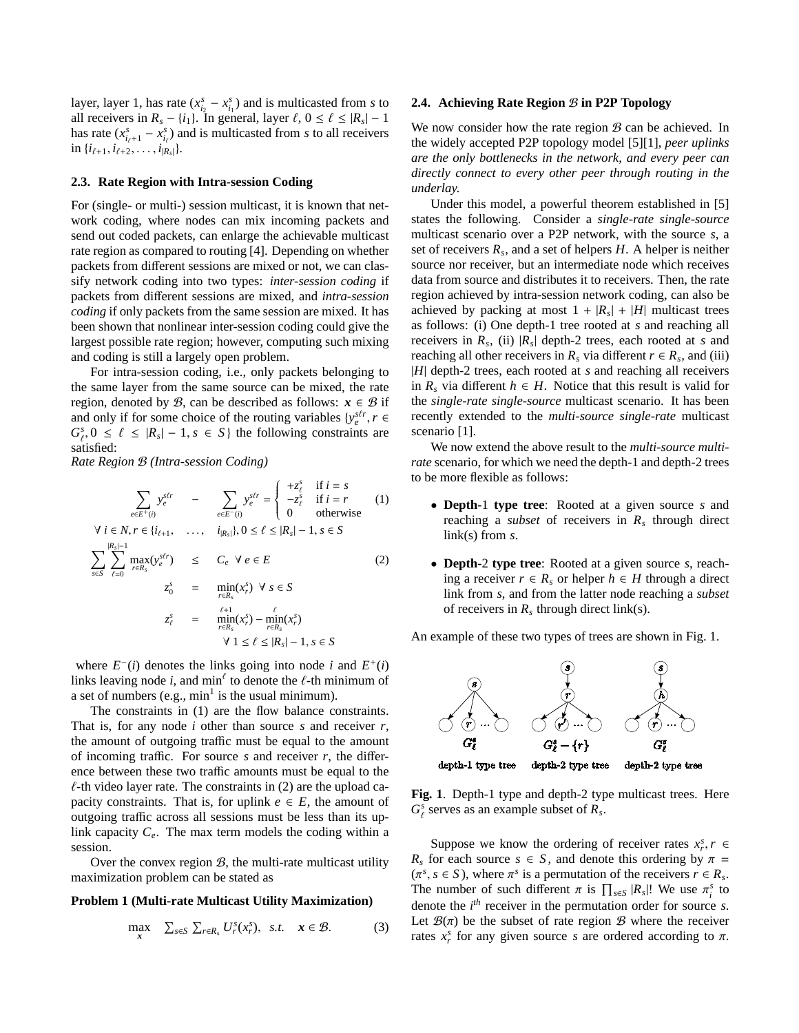layer, layer 1, has rate $(x^s_{i_2} - x^s_{i_1})$ and is multicasted from $s$ to all receivers in $R_s - \{i_1\}$. In general, layer $\ell$, $0 \le \ell \le |R_s| - 1$ has rate $(x^s_{i_{\ell+1}} - x^s_{i_\ell})$ and is multicasted from $s$ to all receivers in $\{i_{\ell+1}, i_{\ell+2}, \ldots, i_{|R_s|}\}$.

### 2.3. Rate Region with Intra-session Coding

For (single- or multi-) session multicast, it is known that network coding, where nodes can mix incoming packets and send out coded packets, can enlarge the achievable multicast rate region as compared to routing [4]. Depending on whether packets from different sessions are mixed or not, we can classify network coding into two types: *inter-session coding* if packets from different sessions are mixed, and *intra-session coding* if only packets from the same session are mixed. It has been shown that nonlinear inter-session coding could give the largest possible rate region; however, computing such mixing and coding is still a largely open problem.

For intra-session coding, i.e., only packets belonging to the same layer from the same source can be mixed, the rate region, denoted by $\mathcal{B}$, can be described as follows: $\boldsymbol{x} \in \mathcal{B}$ if and only if for some choice of the routing variables $\{y^{s\ell r}_e, r \in G^s_\ell, 0 \le \ell \le |R_s| - 1, s \in S\}$ the following constraints are satisfied:

*Rate Region $\mathcal{B}$ (Intra-session Coding)*

$$\sum_{e \in E^+(i)} y^{s\ell r}_e - \sum_{e \in E^-(i)} y^{s\ell r}_e = \begin{cases} +z^s_\ell & \text{if } i = s \\ -z^s_\ell & \text{if } i = r \\ 0 & \text{otherwise} \end{cases} \quad (1)$$

$$\forall\, i \in N, r \in \{i_{\ell+1}, \ldots, i_{|R_s|}\}, 0 \le \ell \le |R_s| - 1, s \in S$$

$$\sum_{s \in S} \sum_{\ell=0}^{|R_s|-1} \max_{r \in R_s}(y^{s\ell r}_e) \le C_e \quad \forall\, e \in E \quad (2)$$

$$z^s_0 = \min_{r \in R_s}(x^s_r) \quad \forall\, s \in S$$

$$z^s_\ell = \overset{\ell+1}{\min_{r \in R_s}}(x^s_r) - \overset{\ell}{\min_{r \in R_s}}(x^s_r) \quad \forall\, 1 \le \ell \le |R_s| - 1, s \in S$$

where $E^-(i)$ denotes the links going into node $i$ and $E^+(i)$ links leaving node $i$, and $\min^\ell$ to denote the $\ell$-th minimum of a set of numbers (e.g., $\min^1$ is the usual minimum).

The constraints in (1) are the flow balance constraints. That is, for any node $i$ other than source $s$ and receiver $r$, the amount of outgoing traffic must be equal to the amount of incoming traffic. For source $s$ and receiver $r$, the difference between these two traffic amounts must be equal to the $\ell$-th video layer rate. The constraints in (2) are the upload capacity constraints. That is, for uplink $e \in E$, the amount of outgoing traffic across all sessions must be less than its uplink capacity $C_e$. The max term models the coding within a session.

Over the convex region $\mathcal{B}$, the multi-rate multicast utility maximization problem can be stated as

**Problem 1 (Multi-rate Multicast Utility Maximization)**

$$\max_{\boldsymbol{x}} \quad \sum_{s \in S} \sum_{r \in R_s} U^s_r(x^s_r), \quad s.t. \quad \boldsymbol{x} \in \mathcal{B}. \quad (3)$$

### 2.4. Achieving Rate Region $\mathcal{B}$ in P2P Topology

We now consider how the rate region $\mathcal{B}$ can be achieved. In the widely accepted P2P topology model [5][1], *peer uplinks are the only bottlenecks in the network, and every peer can directly connect to every other peer through routing in the underlay.*

Under this model, a powerful theorem established in [5] states the following. Consider a *single-rate single-source* multicast scenario over a P2P network, with the source $s$, a set of receivers $R_s$, and a set of helpers $H$. A helper is neither source nor receiver, but an intermediate node which receives data from source and distributes it to receivers. Then, the rate region achieved by intra-session network coding, can also be achieved by packing at most $1 + |R_s| + |H|$ multicast trees as follows: (i) One depth-1 tree rooted at $s$ and reaching all receivers in $R_s$, (ii) $|R_s|$ depth-2 trees, each rooted at $s$ and reaching all other receivers in $R_s$ via different $r \in R_s$, and (iii) $|H|$ depth-2 trees, each rooted at $s$ and reaching all receivers in $R_s$ via different $h \in H$. Notice that this result is valid for the *single-rate single-source* multicast scenario. It has been recently extended to the *multi-source single-rate* multicast scenario [1].

We now extend the above result to the *multi-source multi-rate* scenario, for which we need the depth-1 and depth-2 trees to be more flexible as follows:

- **Depth-1 type tree**: Rooted at a given source $s$ and reaching a *subset* of receivers in $R_s$ through direct link(s) from $s$.
- **Depth-2 type tree**: Rooted at a given source $s$, reaching a receiver $r \in R_s$ or helper $h \in H$ through a direct link from $s$, and from the latter node reaching a *subset* of receivers in $R_s$ through direct link(s).

An example of these two types of trees are shown in Fig. 1.

**Fig. 1**. Depth-1 type and depth-2 type multicast trees. Here $G^s_\ell$ serves as an example subset of $R_s$.

Suppose we know the ordering of receiver rates $x^s_r, r \in R_s$ for each source $s \in S$, and denote this ordering by $\pi = (\pi^s, s \in S)$, where $\pi^s$ is a permutation of the receivers $r \in R_s$. The number of such different $\pi$ is $\prod_{s \in S} |R_s|!$ We use $\pi^s_i$ to denote the $i^{th}$ receiver in the permutation order for source $s$. Let $\mathcal{B}(\pi)$ be the subset of rate region $\mathcal{B}$ where the receiver rates $x^s_r$ for any given source $s$ are ordered according to $\pi$.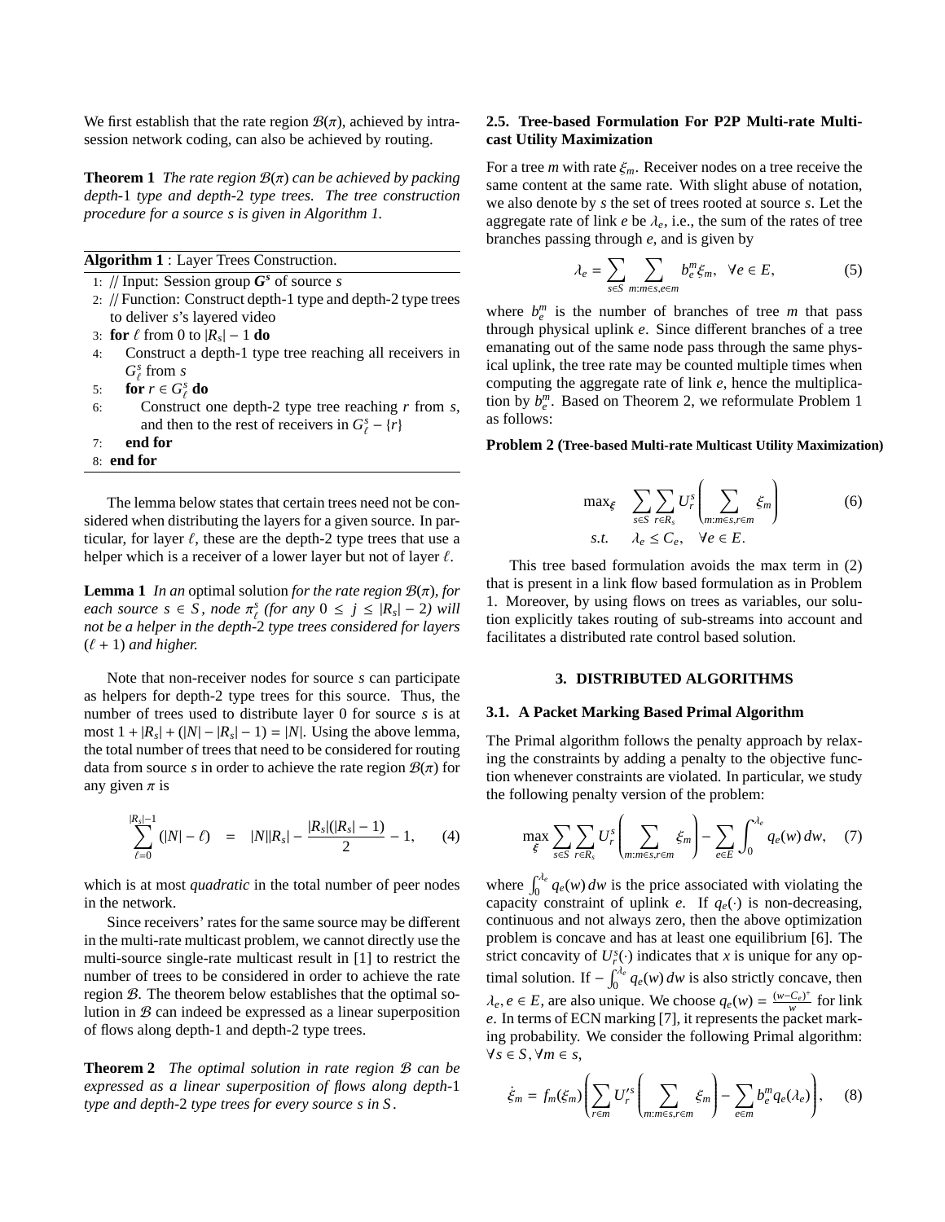We first establish that the rate region $\mathcal{B}(\pi)$, achieved by intra-session network coding, can also be achieved by routing.

**Theorem 1** *The rate region $\mathcal{B}(\pi)$ can be achieved by packing depth-1 type and depth-2 type trees. The tree construction procedure for a source $s$ is given in Algorithm 1.*

**Algorithm 1** : Layer Trees Construction.

```
1: // Input: Session group G^s of source s
2: // Function: Construct depth-1 type and depth-2 type trees
   to deliver s's layered video
3: for ℓ from 0 to |R_s| − 1 do
4:     Construct a depth-1 type tree reaching all receivers in
       G^s_ℓ from s
5:     for r ∈ G^s_ℓ do
6:         Construct one depth-2 type tree reaching r from s,
           and then to the rest of receivers in G^s_ℓ − {r}
7:     end for
8: end for
```

The lemma below states that certain trees need not be considered when distributing the layers for a given source. In particular, for layer $\ell$, these are the depth-2 type trees that use a helper which is a receiver of a lower layer but not of layer $\ell$.

**Lemma 1** *In an* optimal solution *for the rate region $\mathcal{B}(\pi)$, for each source $s \in S$, node $\pi^s_\ell$ (for any $0 \le j \le |R_s| - 2$) will not be a helper in the depth-2 type trees considered for layers $(\ell + 1)$ and higher.*

Note that non-receiver nodes for source $s$ can participate as helpers for depth-2 type trees for this source. Thus, the number of trees used to distribute layer 0 for source $s$ is at most $1 + |R_s| + (|N| - |R_s| - 1) = |N|$. Using the above lemma, the total number of trees that need to be considered for routing data from source $s$ in order to achieve the rate region $\mathcal{B}(\pi)$ for any given $\pi$ is

$$\sum_{\ell=0}^{|R_s|-1} (|N| - \ell) \quad = \quad |N||R_s| - \frac{|R_s|(|R_s| - 1)}{2} - 1, \qquad (4)$$

which is at most *quadratic* in the total number of peer nodes in the network.

Since receivers' rates for the same source may be different in the multi-rate multicast problem, we cannot directly use the multi-source single-rate multicast result in [1] to restrict the number of trees to be considered in order to achieve the rate region $\mathcal{B}$. The theorem below establishes that the optimal solution in $\mathcal{B}$ can indeed be expressed as a linear superposition of flows along depth-1 and depth-2 type trees.

**Theorem 2** *The optimal solution in rate region $\mathcal{B}$ can be expressed as a linear superposition of flows along depth-1 type and depth-2 type trees for every source $s$ in $S$.*

### 2.5. Tree-based Formulation For P2P Multi-rate Multicast Utility Maximization

For a tree $m$ with rate $\xi_m$. Receiver nodes on a tree receive the same content at the same rate. With slight abuse of notation, we also denote by $s$ the set of trees rooted at source $s$. Let the aggregate rate of link $e$ be $\lambda_e$, i.e., the sum of the rates of tree branches passing through $e$, and is given by

$$\lambda_e = \sum_{s \in S} \sum_{m: m \in s, e \in m} b^m_e \xi_m, \quad \forall e \in E, \qquad (5)$$

where $b^m_e$ is the number of branches of tree $m$ that pass through physical uplink $e$. Since different branches of a tree emanating out of the same node pass through the same physical uplink, the tree rate may be counted multiple times when computing the aggregate rate of link $e$, hence the multiplication by $b^m_e$. Based on Theorem 2, we reformulate Problem 1 as follows:

**Problem 2 (Tree-based Multi-rate Multicast Utility Maximization)**

$$\begin{aligned} \max_{\xi} \quad & \sum_{s \in S} \sum_{r \in R_s} U^s_r \left( \sum_{m: m \in s, r \in m} \xi_m \right) \qquad (6) \\ s.t. \quad & \lambda_e \le C_e, \quad \forall e \in E. \end{aligned}$$

This tree based formulation avoids the max term in (2) that is present in a link flow based formulation as in Problem 1. Moreover, by using flows on trees as variables, our solution explicitly takes routing of sub-streams into account and facilitates a distributed rate control based solution.

## 3. DISTRIBUTED ALGORITHMS

### 3.1. A Packet Marking Based Primal Algorithm

The Primal algorithm follows the penalty approach by relaxing the constraints by adding a penalty to the objective function whenever constraints are violated. In particular, we study the following penalty version of the problem:

$$\max_{\xi} \sum_{s \in S} \sum_{r \in R_s} U^s_r \left( \sum_{m: m \in s, r \in m} \xi_m \right) - \sum_{e \in E} \int_0^{\lambda_e} q_e(w)\, dw, \quad (7)$$

where $\int_0^{\lambda_e} q_e(w)\, dw$ is the price associated with violating the capacity constraint of uplink $e$. If $q_e(\cdot)$ is non-decreasing, continuous and not always zero, then the above optimization problem is concave and has at least one equilibrium [6]. The strict concavity of $U^s_r(\cdot)$ indicates that $x$ is unique for any optimal solution. If $-\int_0^{\lambda_e} q_e(w)\, dw$ is also strictly concave, then $\lambda_e, e \in E$, are also unique. We choose $q_e(w) = \frac{(w - C_e)^+}{w}$ for link $e$. In terms of ECN marking [7], it represents the packet marking probability. We consider the following Primal algorithm: $\forall s \in S, \forall m \in s$,

$$\dot{\xi}_m = f_m(\xi_m) \left( \sum_{r \in m} U'^s_r \left( \sum_{m: m \in s, r \in m} \xi_m \right) - \sum_{e \in m} b^m_e q_e(\lambda_e) \right), \quad (8)$$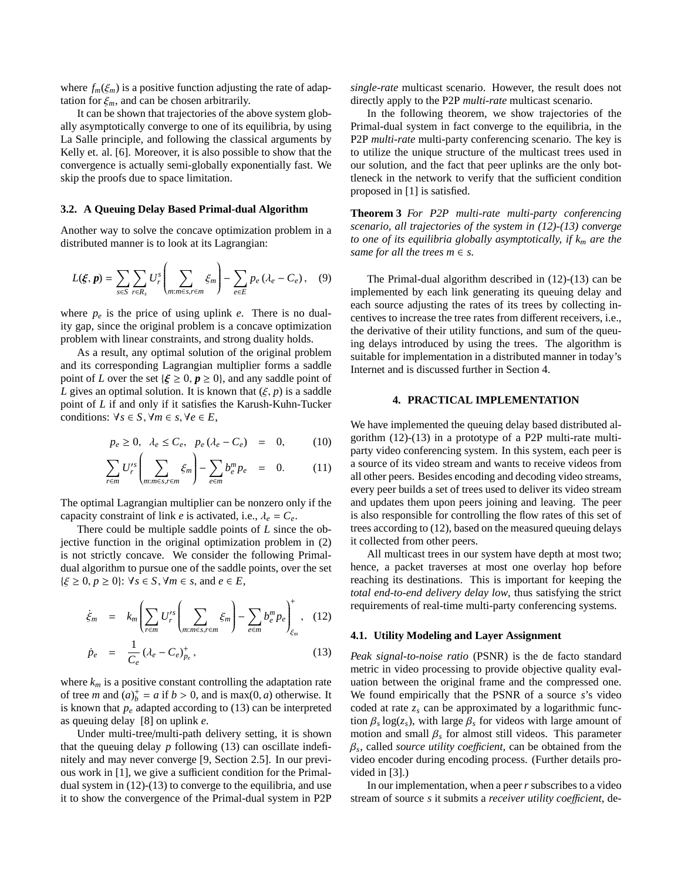where $f_m(\xi_m)$ is a positive function adjusting the rate of adaptation for $\xi_m$, and can be chosen arbitrarily.

It can be shown that trajectories of the above system globally asymptotically converge to one of its equilibria, by using La Salle principle, and following the classical arguments by Kelly et. al. [6]. Moreover, it is also possible to show that the convergence is actually semi-globally exponentially fast. We skip the proofs due to space limitation.

### 3.2. A Queuing Delay Based Primal-dual Algorithm

Another way to solve the concave optimization problem in a distributed manner is to look at its Lagrangian:

$$L(\boldsymbol{\xi}, \boldsymbol{p}) = \sum_{s \in S} \sum_{r \in R_s} U_r^s \left( \sum_{m: m \in s, r \in m} \xi_m \right) - \sum_{e \in E} p_e \left( \lambda_e - C_e \right), \quad (9)$$

where $p_e$ is the price of using uplink $e$. There is no duality gap, since the original problem is a concave optimization problem with linear constraints, and strong duality holds.

As a result, any optimal solution of the original problem and its corresponding Lagrangian multiplier forms a saddle point of $L$ over the set $\{\boldsymbol{\xi} \geq 0, \boldsymbol{p} \geq 0\}$, and any saddle point of $L$ gives an optimal solution. It is known that $(\xi, p)$ is a saddle point of $L$ if and only if it satisfies the Karush-Kuhn-Tucker conditions: $\forall s \in S, \forall m \in s, \forall e \in E$,

$$p_e \geq 0, \;\; \lambda_e \leq C_e, \;\; p_e \left( \lambda_e - C_e \right) \;\; = \;\; 0, \quad (10)$$

$$\sum_{r \in m} U_r'^s \left( \sum_{m: m \in s, r \in m} \xi_m \right) - \sum_{e \in m} b_e^m p_e \;\; = \;\; 0. \quad (11)$$

The optimal Lagrangian multiplier can be nonzero only if the capacity constraint of link $e$ is activated, i.e., $\lambda_e = C_e$.

There could be multiple saddle points of $L$ since the objective function in the original optimization problem in (2) is not strictly concave. We consider the following Primal-dual algorithm to pursue one of the saddle points, over the set $\{\xi \geq 0, p \geq 0\}$: $\forall s \in S, \forall m \in s$, and $e \in E$,

$$\dot{\xi}_m = k_m \left( \sum_{r \in m} U_r'^s \left( \sum_{m: m \in s, r \in m} \xi_m \right) - \sum_{e \in m} b_e^m p_e \right)_{\xi_m}^+, \quad (12)$$

$$\dot{p}_e = \frac{1}{C_e} \left( \lambda_e - C_e \right)_{p_e}^+, \quad (13)$$

where $k_m$ is a positive constant controlling the adaptation rate of tree $m$ and $(a)_b^+ = a$ if $b > 0$, and is $\max(0, a)$ otherwise. It is known that $p_e$ adapted according to (13) can be interpreted as queuing delay [8] on uplink $e$.

Under multi-tree/multi-path delivery setting, it is shown that the queuing delay $p$ following (13) can oscillate indefinitely and may never converge [9, Section 2.5]. In our previous work in [1], we give a sufficient condition for the Primal-dual system in (12)-(13) to converge to the equilibria, and use it to show the convergence of the Primal-dual system in P2P *single-rate* multicast scenario. However, the result does not directly apply to the P2P *multi-rate* multicast scenario.

In the following theorem, we show trajectories of the Primal-dual system in fact converge to the equilibria, in the P2P *multi-rate* multi-party conferencing scenario. The key is to utilize the unique structure of the multicast trees used in our solution, and the fact that peer uplinks are the only bottleneck in the network to verify that the sufficient condition proposed in [1] is satisfied.

**Theorem 3** *For P2P multi-rate multi-party conferencing scenario, all trajectories of the system in (12)-(13) converge to one of its equilibria globally asymptotically, if $k_m$ are the same for all the trees $m \in s$.*

The Primal-dual algorithm described in (12)-(13) can be implemented by each link generating its queuing delay and each source adjusting the rates of its trees by collecting incentives to increase the tree rates from different receivers, i.e., the derivative of their utility functions, and sum of the queuing delays introduced by using the trees. The algorithm is suitable for implementation in a distributed manner in today's Internet and is discussed further in Section 4.

## 4. PRACTICAL IMPLEMENTATION

We have implemented the queuing delay based distributed algorithm (12)-(13) in a prototype of a P2P multi-rate multi-party video conferencing system. In this system, each peer is a source of its video stream and wants to receive videos from all other peers. Besides encoding and decoding video streams, every peer builds a set of trees used to deliver its video stream and updates them upon peers joining and leaving. The peer is also responsible for controlling the flow rates of this set of trees according to (12), based on the measured queuing delays it collected from other peers.

All multicast trees in our system have depth at most two; hence, a packet traverses at most one overlay hop before reaching its destinations. This is important for keeping the *total end-to-end delivery delay low*, thus satisfying the strict requirements of real-time multi-party conferencing systems.

### 4.1. Utility Modeling and Layer Assignment

*Peak signal-to-noise ratio* (PSNR) is the de facto standard metric in video processing to provide objective quality evaluation between the original frame and the compressed one. We found empirically that the PSNR of a source $s$'s video coded at rate $z_s$ can be approximated by a logarithmic function $\beta_s \log(z_s)$, with large $\beta_s$ for videos with large amount of motion and small $\beta_s$ for almost still videos. This parameter $\beta_s$, called *source utility coefficient*, can be obtained from the video encoder during encoding process. (Further details provided in [3].)

In our implementation, when a peer $r$ subscribes to a video stream of source $s$ it submits a *receiver utility coefficient*, de-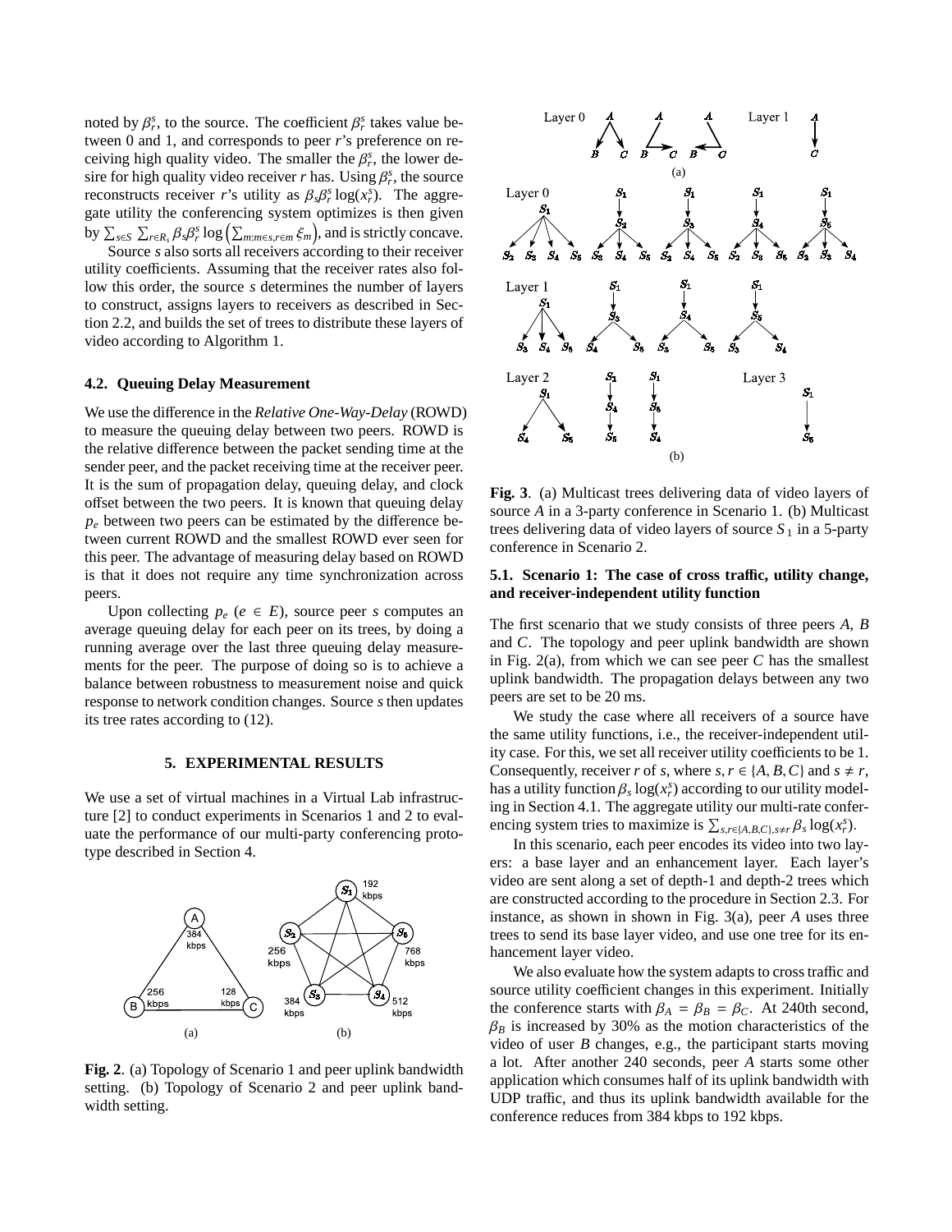noted by $\beta_r^s$, to the source. The coefficient $\beta_r^s$ takes value between 0 and 1, and corresponds to peer $r$'s preference on receiving high quality video. The smaller the $\beta_r^s$, the lower desire for high quality video receiver $r$ has. Using $\beta_r^s$, the source reconstructs receiver $r$'s utility as $\beta_s \beta_r^s \log(x_r^s)$. The aggregate utility the conferencing system optimizes is then given by $\sum_{s \in S} \sum_{r \in R_s} \beta_s \beta_r^s \log\left(\sum_{m: m \in s, r \in m} \xi_m\right)$, and is strictly concave.

Source $s$ also sorts all receivers according to their receiver utility coefficients. Assuming that the receiver rates also follow this order, the source $s$ determines the number of layers to construct, assigns layers to receivers as described in Section 2.2, and builds the set of trees to distribute these layers of video according to Algorithm 1.

### 4.2. Queuing Delay Measurement

We use the difference in the *Relative One-Way-Delay* (ROWD) to measure the queuing delay between two peers. ROWD is the relative difference between the packet sending time at the sender peer, and the packet receiving time at the receiver peer. It is the sum of propagation delay, queuing delay, and clock offset between the two peers. It is known that queuing delay $p_e$ between two peers can be estimated by the difference between current ROWD and the smallest ROWD ever seen for this peer. The advantage of measuring delay based on ROWD is that it does not require any time synchronization across peers.

Upon collecting $p_e$ ($e \in E$), source peer $s$ computes an average queuing delay for each peer on its trees, by doing a running average over the last three queuing delay measurements for the peer. The purpose of doing so is to achieve a balance between robustness to measurement noise and quick response to network condition changes. Source $s$ then updates its tree rates according to (12).

## 5. EXPERIMENTAL RESULTS

We use a set of virtual machines in a Virtual Lab infrastructure [2] to conduct experiments in Scenarios 1 and 2 to evaluate the performance of our multi-party conferencing prototype described in Section 4.

**Fig. 2**. (a) Topology of Scenario 1 and peer uplink bandwidth setting. (b) Topology of Scenario 2 and peer uplink bandwidth setting.

**Fig. 3**. (a) Multicast trees delivering data of video layers of source $A$ in a 3-party conference in Scenario 1. (b) Multicast trees delivering data of video layers of source $S_1$ in a 5-party conference in Scenario 2.

### 5.1. Scenario 1: The case of cross traffic, utility change, and receiver-independent utility function

The first scenario that we study consists of three peers $A$, $B$ and $C$. The topology and peer uplink bandwidth are shown in Fig. 2(a), from which we can see peer $C$ has the smallest uplink bandwidth. The propagation delays between any two peers are set to be 20 ms.

We study the case where all receivers of a source have the same utility functions, i.e., the receiver-independent utility case. For this, we set all receiver utility coefficients to be 1. Consequently, receiver $r$ of $s$, where $s, r \in \{A, B, C\}$ and $s \neq r$, has a utility function $\beta_s \log(x_r^s)$ according to our utility modeling in Section 4.1. The aggregate utility our multi-rate conferencing system tries to maximize is $\sum_{s,r \in \{A,B,C\}, s \neq r} \beta_s \log(x_r^s)$.

In this scenario, each peer encodes its video into two layers: a base layer and an enhancement layer. Each layer's video are sent along a set of depth-1 and depth-2 trees which are constructed according to the procedure in Section 2.3. For instance, as shown in shown in Fig. 3(a), peer $A$ uses three trees to send its base layer video, and use one tree for its enhancement layer video.

We also evaluate how the system adapts to cross traffic and source utility coefficient changes in this experiment. Initially the conference starts with $\beta_A = \beta_B = \beta_C$. At 240th second, $\beta_B$ is increased by 30% as the motion characteristics of the video of user $B$ changes, e.g., the participant starts moving a lot. After another 240 seconds, peer $A$ starts some other application which consumes half of its uplink bandwidth with UDP traffic, and thus its uplink bandwidth available for the conference reduces from 384 kbps to 192 kbps.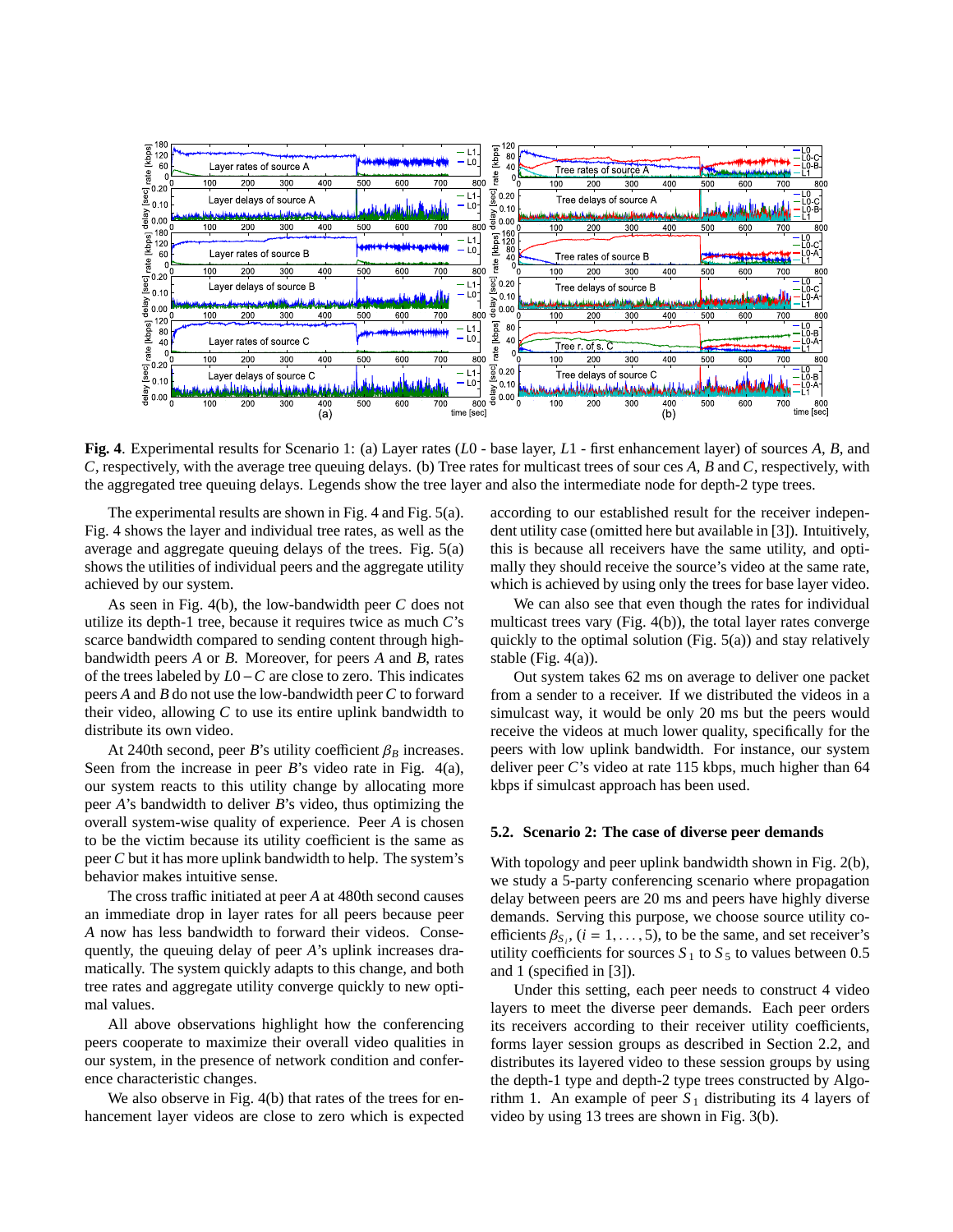**Fig. 4**. Experimental results for Scenario 1: (a) Layer rates ($L0$ - base layer, $L1$ - first enhancement layer) of sources $A$, $B$, and $C$, respectively, with the average tree queuing delays. (b) Tree rates for multicast trees of sour ces $A$, $B$ and $C$, respectively, with the aggregated tree queuing delays. Legends show the tree layer and also the intermediate node for depth-2 type trees.

The experimental results are shown in Fig. 4 and Fig. 5(a). Fig. 4 shows the layer and individual tree rates, as well as the average and aggregate queuing delays of the trees. Fig. 5(a) shows the utilities of individual peers and the aggregate utility achieved by our system.

As seen in Fig. 4(b), the low-bandwidth peer $C$ does not utilize its depth-1 tree, because it requires twice as much $C$'s scarce bandwidth compared to sending content through high-bandwidth peers $A$ or $B$. Moreover, for peers $A$ and $B$, rates of the trees labeled by $L0-C$ are close to zero. This indicates peers $A$ and $B$ do not use the low-bandwidth peer $C$ to forward their video, allowing $C$ to use its entire uplink bandwidth to distribute its own video.

At 240th second, peer $B$'s utility coefficient $\beta_B$ increases. Seen from the increase in peer $B$'s video rate in Fig. 4(a), our system reacts to this utility change by allocating more peer $A$'s bandwidth to deliver $B$'s video, thus optimizing the overall system-wise quality of experience. Peer $A$ is chosen to be the victim because its utility coefficient is the same as peer $C$ but it has more uplink bandwidth to help. The system's behavior makes intuitive sense.

The cross traffic initiated at peer $A$ at 480th second causes an immediate drop in layer rates for all peers because peer $A$ now has less bandwidth to forward their videos. Consequently, the queuing delay of peer $A$'s uplink increases dramatically. The system quickly adapts to this change, and both tree rates and aggregate utility converge quickly to new optimal values.

All above observations highlight how the conferencing peers cooperate to maximize their overall video qualities in our system, in the presence of network condition and conference characteristic changes.

We also observe in Fig. 4(b) that rates of the trees for enhancement layer videos are close to zero which is expected according to our established result for the receiver independent utility case (omitted here but available in [3]). Intuitively, this is because all receivers have the same utility, and optimally they should receive the source's video at the same rate, which is achieved by using only the trees for base layer video.

We can also see that even though the rates for individual multicast trees vary (Fig. 4(b)), the total layer rates converge quickly to the optimal solution (Fig. 5(a)) and stay relatively stable (Fig. 4(a)).

Out system takes 62 ms on average to deliver one packet from a sender to a receiver. If we distributed the videos in a simulcast way, it would be only 20 ms but the peers would receive the videos at much lower quality, specifically for the peers with low uplink bandwidth. For instance, our system deliver peer $C$'s video at rate 115 kbps, much higher than 64 kbps if simulcast approach has been used.

### 5.2. Scenario 2: The case of diverse peer demands

With topology and peer uplink bandwidth shown in Fig. 2(b), we study a 5-party conferencing scenario where propagation delay between peers are 20 ms and peers have highly diverse demands. Serving this purpose, we choose source utility coefficients $\beta_{S_i}$, $(i = 1, \ldots, 5)$, to be the same, and set receiver's utility coefficients for sources $S_1$ to $S_5$ to values between 0.5 and 1 (specified in [3]).

Under this setting, each peer needs to construct 4 video layers to meet the diverse peer demands. Each peer orders its receivers according to their receiver utility coefficients, forms layer session groups as described in Section 2.2, and distributes its layered video to these session groups by using the depth-1 type and depth-2 type trees constructed by Algorithm 1. An example of peer $S_1$ distributing its 4 layers of video by using 13 trees are shown in Fig. 3(b).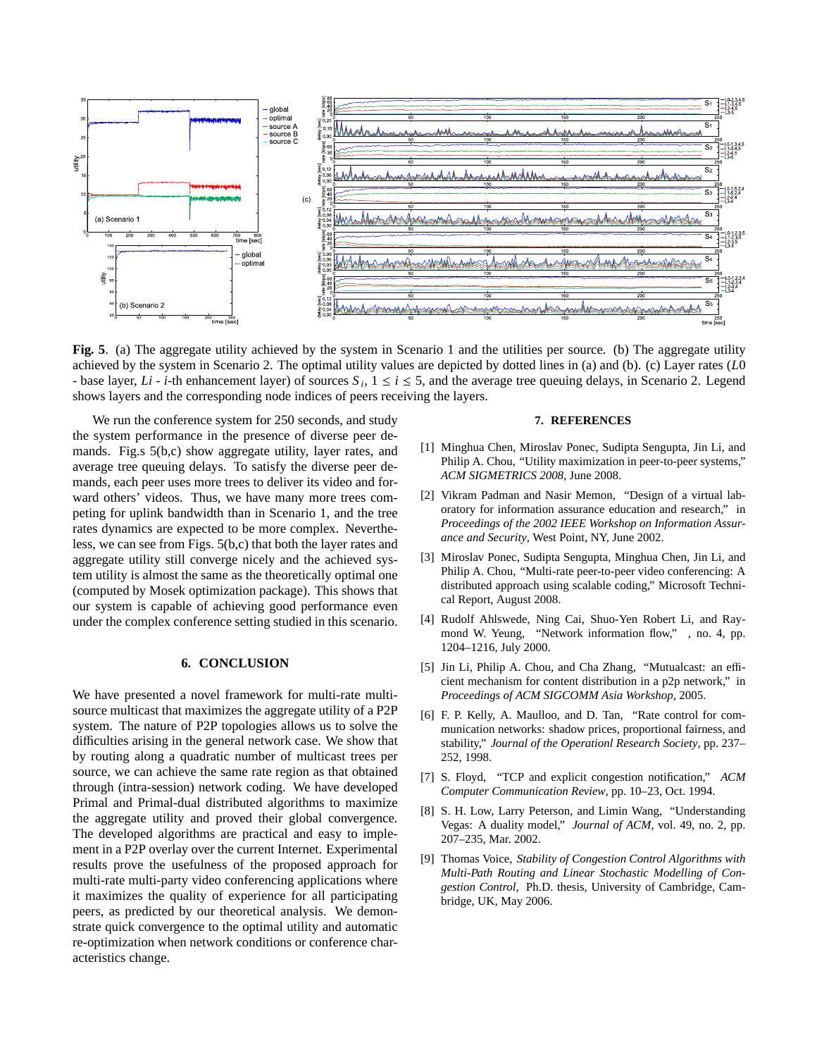**Fig. 5**. (a) The aggregate utility achieved by the system in Scenario 1 and the utilities per source. (b) The aggregate utility achieved by the system in Scenario 2. The optimal utility values are depicted by dotted lines in (a) and (b). (c) Layer rates ($L0$ - base layer, $Li$ - $i$-th enhancement layer) of sources $S_i$, $1 \leq i \leq 5$, and the average tree queuing delays, in Scenario 2. Legend shows layers and the corresponding node indices of peers receiving the layers.

We run the conference system for 250 seconds, and study the system performance in the presence of diverse peer demands. Fig.s 5(b,c) show aggregate utility, layer rates, and average tree queuing delays. To satisfy the diverse peer demands, each peer uses more trees to deliver its video and forward others' videos. Thus, we have many more trees competing for uplink bandwidth than in Scenario 1, and the tree rates dynamics are expected to be more complex. Nevertheless, we can see from Figs. 5(b,c) that both the layer rates and aggregate utility still converge nicely and the achieved system utility is almost the same as the theoretically optimal one (computed by Mosek optimization package). This shows that our system is capable of achieving good performance even under the complex conference setting studied in this scenario.

## 6. CONCLUSION

We have presented a novel framework for multi-rate multi-source multicast that maximizes the aggregate utility of a P2P system. The nature of P2P topologies allows us to solve the difficulties arising in the general network case. We show that by routing along a quadratic number of multicast trees per source, we can achieve the same rate region as that obtained through (intra-session) network coding. We have developed Primal and Primal-dual distributed algorithms to maximize the aggregate utility and proved their global convergence. The developed algorithms are practical and easy to implement in a P2P overlay over the current Internet. Experimental results prove the usefulness of the proposed approach for multi-rate multi-party video conferencing applications where it maximizes the quality of experience for all participating peers, as predicted by our theoretical analysis. We demonstrate quick convergence to the optimal utility and automatic re-optimization when network conditions or conference characteristics change.

## 7. REFERENCES

[1] Minghua Chen, Miroslav Ponec, Sudipta Sengupta, Jin Li, and Philip A. Chou, "Utility maximization in peer-to-peer systems," *ACM SIGMETRICS 2008*, June 2008.

[2] Vikram Padman and Nasir Memon, "Design of a virtual laboratory for information assurance education and research," in *Proceedings of the 2002 IEEE Workshop on Information Assurance and Security*, West Point, NY, June 2002.

[3] Miroslav Ponec, Sudipta Sengupta, Minghua Chen, Jin Li, and Philip A. Chou, "Multi-rate peer-to-peer video conferencing: A distributed approach using scalable coding," Microsoft Technical Report, August 2008.

[4] Rudolf Ahlswede, Ning Cai, Shuo-Yen Robert Li, and Raymond W. Yeung, "Network information flow," , no. 4, pp. 1204–1216, July 2000.

[5] Jin Li, Philip A. Chou, and Cha Zhang, "Mutualcast: an efficient mechanism for content distribution in a p2p network," in *Proceedings of ACM SIGCOMM Asia Workshop*, 2005.

[6] F. P. Kelly, A. Maulloo, and D. Tan, "Rate control for communication networks: shadow prices, proportional fairness, and stability," *Journal of the Operationl Research Society*, pp. 237–252, 1998.

[7] S. Floyd, "TCP and explicit congestion notification," *ACM Computer Communication Review*, pp. 10–23, Oct. 1994.

[8] S. H. Low, Larry Peterson, and Limin Wang, "Understanding Vegas: A duality model," *Journal of ACM*, vol. 49, no. 2, pp. 207–235, Mar. 2002.

[9] Thomas Voice, *Stability of Congestion Control Algorithms with Multi-Path Routing and Linear Stochastic Modelling of Congestion Control*, Ph.D. thesis, University of Cambridge, Cambridge, UK, May 2006.